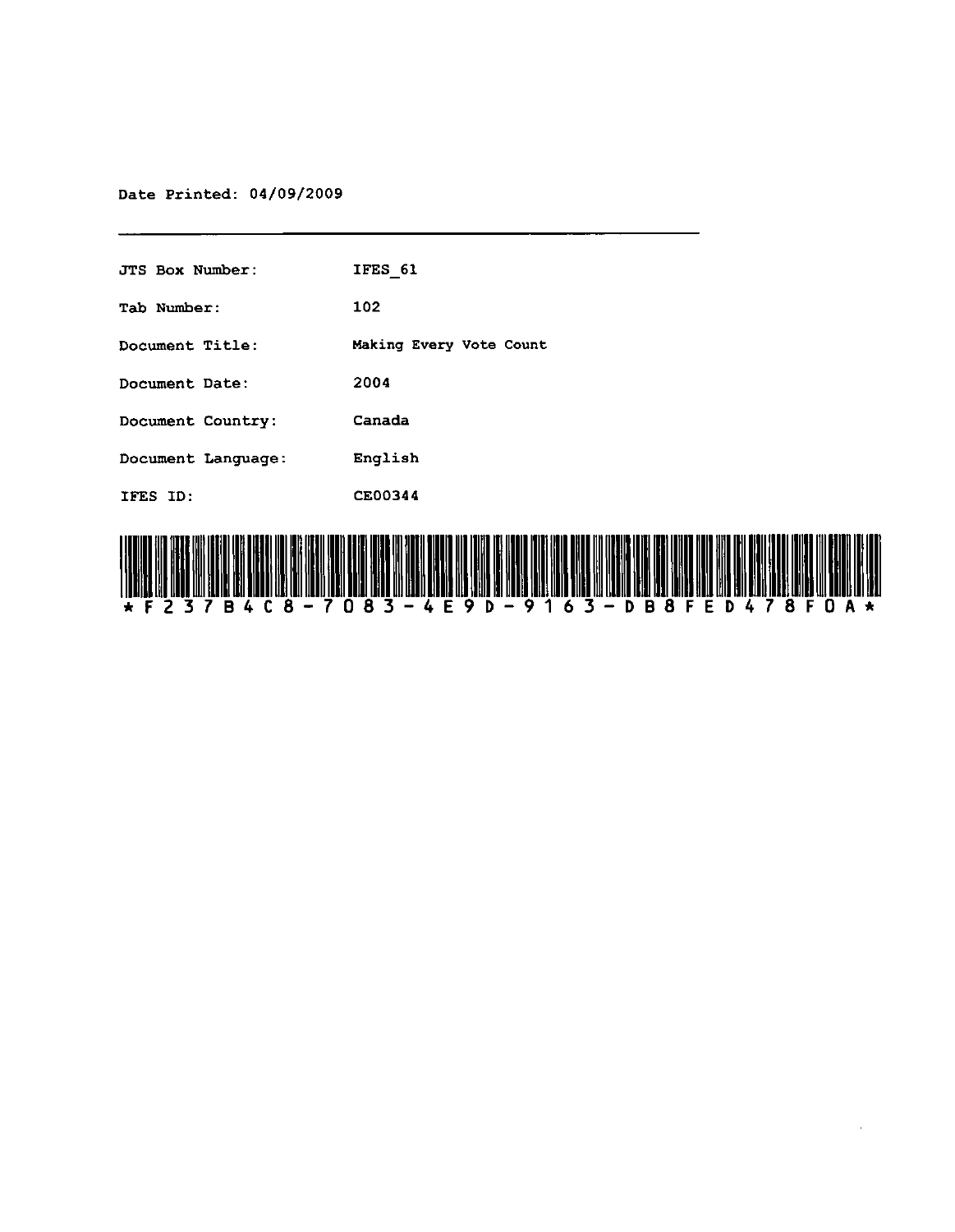Date Printed: 04/09/2009

JTS Box Number: IFES_61

Tab Number: 102

Document Title: Making Every Vote Count

Document Date: 2004

Document Country: Canada

Document Language: English

IFES ID: CE00344

*F237B4C8-7083-4E9D-9163-DB8FED478F0A*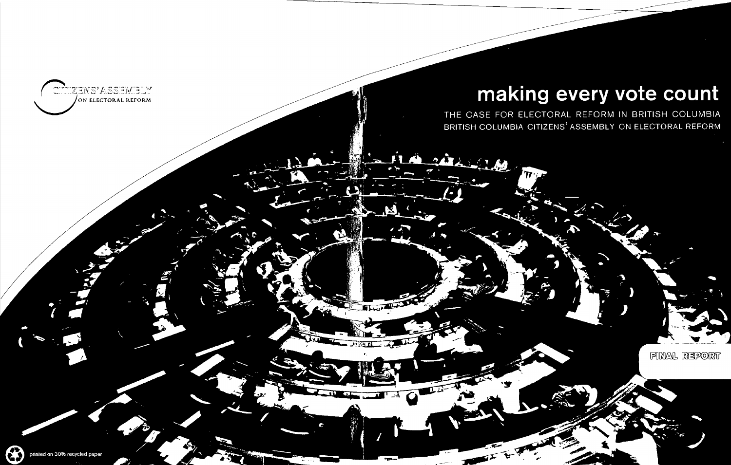CITIZENS' ASSEMBLY ON ELECTORAL REFORM

# making every vote count

THE CASE FOR ELECTORAL REFORM IN BRITISH COLUMBIA

BRITISH COLUMBIA CITIZENS' ASSEMBLY ON ELECTORAL REFORM

FINAL REPORT

printed on 30% recycled paper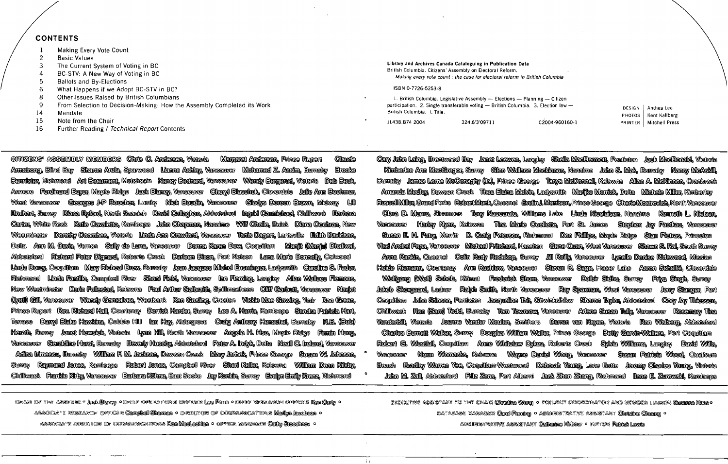## CONTENTS

| | |
|---|---|
| 1 | Making Every Vote Count |
| 2 | Basic Values |
| 3 | The Current System of Voting in BC |
| 4 | BC-STV: A New Way of Voting in BC |
| 5 | Ballots and By-Elections |
| 6 | What Happens if we Adopt BC-STV in BC? |
| 8 | Other Issues Raised by British Columbians |
| 9 | From Selection to Decision-Making: How the Assembly Completed its Work |
| 14 | Mandate |
| 15 | Note from the Chair |
| 16 | Further Reading / *Technical Report* Contents |

**Library and Archives Canada Cataloguing in Publication Data**
British Columbia. Citizens' Assembly on Electoral Reform.
*Making every vote count : the case for electoral reform in British Columbia*

ISBN 0-7726-5253-8

1. British Columbia. Legislative Assembly — Elections — Planning — Citizen participation. 2. Single transferable voting — British Columbia. 3. Election law — British Columbia. I. Title.

JL438.B74 2004 324.6'3'09711 C2004-960160-1

DESIGN Anthea Lee
PHOTOS Kent Kallberg
PRINTER Mitchell Press

**CITIZENS' ASSEMBLY MEMBERS** Chris C. Andersen, Victoria Margaret Anderson, Prince Rupert Claude Armstrong, Blind Bay Sharon Arola, Sparwood Lianne Ashley, Vancouver Mohamed Z. Assim, Burnaby Brooke Bannister, Richmond Art Beaumont, Metchosin Nancy Bednard, Vancouver Wendy Bergerud, Victoria Deb Bouk, Anmore Ferdinand Beyer, Maple Ridge Jack Blaney, Vancouver Cheryl Blaschuk, Cloverdale Julie Ann Boehmer, West Vancouver Georges J-P Boucher, Lumby Nick Boudin, Vancouver Gladys Doreen Brown, Midway Lill Bruhart, Surrey Diana Byford, North Saanich David Callaghan, Abbotsford Ingrid Carmichael, Chilliwack Barbara Carter, White Rock Katie Cavaletto, Kamloops John Chapman, Nanaimo Wilf Chelle, Buick Diana Cochran, New Westminster Dorothy Coombes, Victoria Linda Ann Crawford, Vancouver Tanis Dagert, Lantzville Edith Davidson, Delta Ann M. Davis, Vernon Sally de Luna, Vancouver Donna Karen Dew, Coquitlam Manjit (Manju) Dhaliwal, Abbotsford Richard Peter Dignard, Roberts Creek Darleen Dixon, Fort Nelson Lana Marie Donnelly, Colwood Linda Dorey, Coquitlam Mary Richeal Drew, Burnaby Jean Jacques Michel Ensminger, Ladysmith Caroline S. Fader, Richmond Linda Fantillo, Campbell River Sheni Field, Vancouver Ian Fleming, Langley Allan Wallace Flemons, New Westminster Darin Follestad, Kelowna Paul Arthur Galbraith, Spillimacheen Cliff Garbutt, Vancouver Navjot (Jyoti) Gill, Vancouver Wendy Gonsalves, Westbank Ken Gosling, Creston Vickie Mae Gowing, Ymir Dan Green, Prince Rupert Rev. Richard Hall, Courtenay Derrick Harder, Surrey Lee A. Harris, Kamloops Sandra Patricia Hart, Terrace Darryl Blake Hawkins, Cobble Hill Ian Hay, Aldergrove Craig Anthony Henschel, Burnaby R.B. (Bob) Herath, Surrey Janet Hewsick, Victoria Lynn Hill, North Vancouver Angela H. Hsu, Maple Ridge Firmin Hung, Vancouver Geraldine Hurst, Burnaby Beverly Huseby, Abbotsford Peter A. Indyk, Delta Neall C. Ireland, Vancouver Adina Irimescu, Burnaby William F. M. Jackson, Dawson Creek Mary Jarbek, Prince George Susan W. Johnson, Surrey Raymond Jones, Kamloops Robert Jones, Campbell River Sheri Keller, Kelowna William Dean Kilsby, Chilliwack Frankie Kirby, Vancouver Barbara Köhne, East Sooke Jay Konkin, Surrey Evelyn Emily Kranz, Richmond Gary John Laing, Brentwood Bay Janet Loewen, Langley Sheila MacDermott, Penticton Jack MacDonald, Victoria Kimberlee Ann MacGregor, Surrey Glen Wallace Mackinnon, Nanaimo John S. Mak, Burnaby Nancy McAskill, Burnaby James Lorne McConaghy (Jr.), Prince George Tanya McDonnell, Kelowna Allan A. McKinnon, Cranbrook Amanda Medley, Dawson Creek Thea Elaina Melvin, Ladysmith Marijke Merrick, Delta Michele Miller, Kimberley Russell Miller, Grand Forks Robert Monk, Quesnel Evelin J. Morrison, Prince George Cherie Mostrovich, North Vancouver Clara D. Munro, Sicamous Tony Naccarato, Williams Lake Linda Nicolaisen, Nanaimo Kenneth L. Nielsen, Vancouver Harley Nyen, Kelowna Tina Marie Ouellette, Fort St. James Stephen Jay Paetkau, Vancouver Susan E. H. Patry, Merritt D. Craig Peterson, Richmond Don Phillips, Maple Ridge Stan Pietras, Princeton Vlad Andrei Popa, Vancouver Michael Pritchard, Hazelton Gene Quan, West Vancouver Shawn S. Rai, South Surrey Anna Rankin, Quesnel Colin Rudy Redekop, Surrey Jill Reilly, Vancouver Lynelle Denise Ridewood, Mission Heide Riemann, Courtenay Ann Rushlow, Vancouver Steven R. Sage, Fraser Lake Aaron Schaillé, Cloverdale Wolfgang (Wolf) Scholz, Kitimat Frederick Shum, Vancouver Dalbir Sidhu, Surrey Priya Singh, Surrey Jakob Skovgaard, Ladner Ralph Smith, North Vancouver Ray Spaxman, West Vancouver Jerry Stanger, Port Coquitlam John Stinson, Penticton Jacqueline Tait, Gitwinksihlkw Sharon Taylor, Abbotsford Cory Jay Thiessen, Chilliwack Ron (Sam) Todd, Burnaby Tom Townrow, Vancouver Arlene Susan Tully, Vancouver Rosemary Tina Vanderbilt, Victoria Joanne Vander Meulen, Smithers Darren van Reyen, Victoria Ron Walberg, Abbotsford Charles Burnett Walker, Surrey Douglas William Waller, Prince George Betty Garvin-Walters, Port Coquitlam Robert G. Westfall, Coquitlam Anne Whitelaw Dykes, Roberts Creek Sylvia Williams, Langley David Wills, Vancouver Norm Womacks, Kelowna Wayne Daniel Wong, Vancouver Susan Patricia Wood, Qualicum Beach Bradley Warren Yee, Coquitlam-Westwood Deborah Young, Lone Butte Jeremy Charles Young, Victoria John M. Zall, Abbotsford Fritz Zens, Port Alberni Jack Zhen Zhang, Richmond Ilene E. Zurowski, Kamloops

CHAIR OF THE ASSEMBLY Jack Blaney ○ CHIEF OPERATIONS OFFICER Leo Perra ○ CHIEF RESEARCH OFFICER Ken Carty ○ ASSOCIATE RESEARCH OFFICER Campbell Sharman ○ DIRECTOR OF COMMUNICATIONS Marilyn Jacobson ○ ASSOCIATE DIRECTOR OF COMMUNICATIONS Don MacLachlan ○ OFFICE MANAGER Cathy Stooshnov ○ EXECUTIVE ASSISTANT TO THE CHAIR Christina Wong ○ PROJECT COORDINATOR AND MEMBER LIAISON Susanna Haas ○ DATABASE MANAGER Carol Fleming ○ ADMINISTRATIVE ASSISTANT Christine Cheung ○ ADMINISTRATIVE ASSISTANT Catherine Hirbour ○ EDITOR Patrick Lewis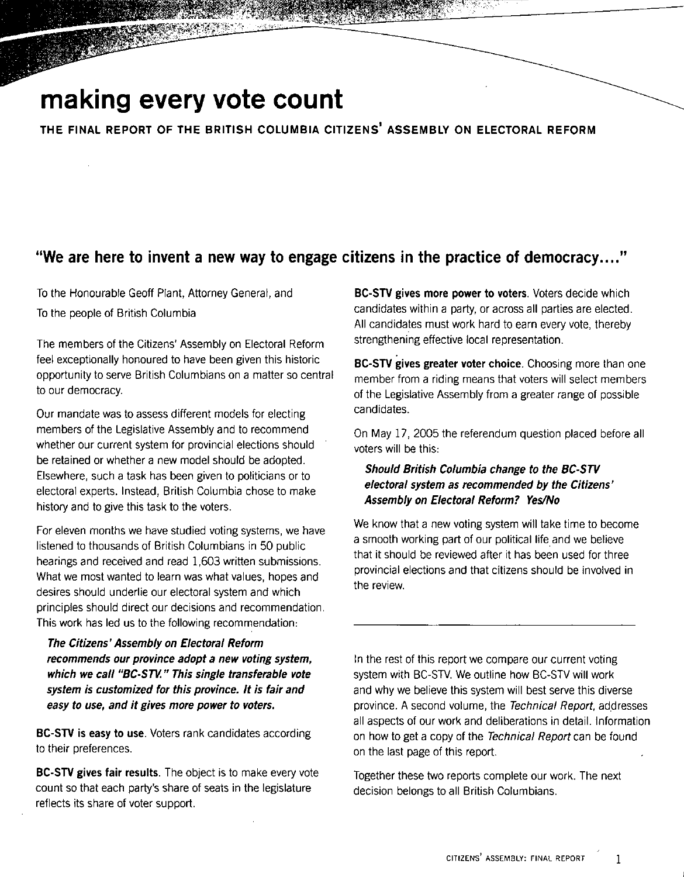# making every vote count

**THE FINAL REPORT OF THE BRITISH COLUMBIA CITIZENS' ASSEMBLY ON ELECTORAL REFORM**

## "We are here to invent a new way to engage citizens in the practice of democracy...."

To the Honourable Geoff Plant, Attorney General, and

To the people of British Columbia

The members of the Citizens' Assembly on Electoral Reform feel exceptionally honoured to have been given this historic opportunity to serve British Columbians on a matter so central to our democracy.

Our mandate was to assess different models for electing members of the Legislative Assembly and to recommend whether our current system for provincial elections should be retained or whether a new model should be adopted. Elsewhere, such a task has been given to politicians or to electoral experts. Instead, British Columbia chose to make history and to give this task to the voters.

For eleven months we have studied voting systems, we have listened to thousands of British Columbians in 50 public hearings and received and read 1,603 written submissions. What we most wanted to learn was what values, hopes and desires should underlie our electoral system and which principles should direct our decisions and recommendation. This work has led us to the following recommendation:

***The Citizens' Assembly on Electoral Reform recommends our province adopt a new voting system, which we call "BC-STV." This single transferable vote system is customized for this province. It is fair and easy to use, and it gives more power to voters.***

**BC-STV is easy to use**. Voters rank candidates according to their preferences.

**BC-STV gives fair results**. The object is to make every vote count so that each party's share of seats in the legislature reflects its share of voter support.

**BC-STV gives more power to voters**. Voters decide which candidates within a party, or across all parties are elected. All candidates must work hard to earn every vote, thereby strengthening effective local representation.

**BC-STV gives greater voter choice**. Choosing more than one member from a riding means that voters will select members of the Legislative Assembly from a greater range of possible candidates.

On May 17, 2005 the referendum question placed before all voters will be this:

***Should British Columbia change to the BC-STV electoral system as recommended by the Citizens' Assembly on Electoral Reform? Yes/No***

We know that a new voting system will take time to become a smooth working part of our political life and we believe that it should be reviewed after it has been used for three provincial elections and that citizens should be involved in the review.

---

In the rest of this report we compare our current voting system with BC-STV. We outline how BC-STV will work and why we believe this system will best serve this diverse province. A second volume, the *Technical Report*, addresses all aspects of our work and deliberations in detail. Information on how to get a copy of the *Technical Report* can be found on the last page of this report.

Together these two reports complete our work. The next decision belongs to all British Columbians.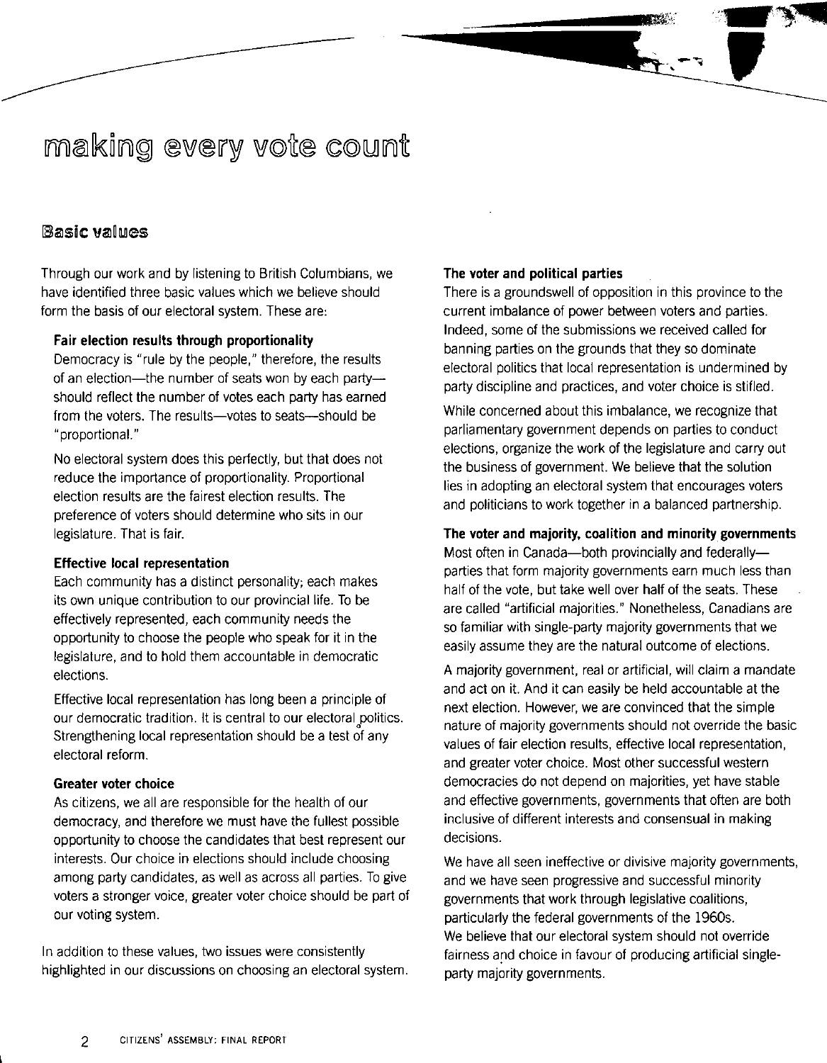# making every vote count

## Basic values

Through our work and by listening to British Columbians, we have identified three basic values which we believe should form the basis of our electoral system. These are:

**Fair election results through proportionality**

Democracy is "rule by the people," therefore, the results of an election—the number of seats won by each party—should reflect the number of votes each party has earned from the voters. The results—votes to seats—should be "proportional."

No electoral system does this perfectly, but that does not reduce the importance of proportionality. Proportional election results are the fairest election results. The preference of voters should determine who sits in our legislature. That is fair.

**Effective local representation**

Each community has a distinct personality; each makes its own unique contribution to our provincial life. To be effectively represented, each community needs the opportunity to choose the people who speak for it in the legislature, and to hold them accountable in democratic elections.

Effective local representation has long been a principle of our democratic tradition. It is central to our electoral politics. Strengthening local representation should be a test of any electoral reform.

**Greater voter choice**

As citizens, we all are responsible for the health of our democracy, and therefore we must have the fullest possible opportunity to choose the candidates that best represent our interests. Our choice in elections should include choosing among party candidates, as well as across all parties. To give voters a stronger voice, greater voter choice should be part of our voting system.

In addition to these values, two issues were consistently highlighted in our discussions on choosing an electoral system.

**The voter and political parties**

There is a groundswell of opposition in this province to the current imbalance of power between voters and parties. Indeed, some of the submissions we received called for banning parties on the grounds that they so dominate electoral politics that local representation is undermined by party discipline and practices, and voter choice is stifled.

While concerned about this imbalance, we recognize that parliamentary government depends on parties to conduct elections, organize the work of the legislature and carry out the business of government. We believe that the solution lies in adopting an electoral system that encourages voters and politicians to work together in a balanced partnership.

**The voter and majority, coalition and minority governments**

Most often in Canada—both provincially and federally—parties that form majority governments earn much less than half of the vote, but take well over half of the seats. These are called "artificial majorities." Nonetheless, Canadians are so familiar with single-party majority governments that we easily assume they are the natural outcome of elections.

A majority government, real or artificial, will claim a mandate and act on it. And it can easily be held accountable at the next election. However, we are convinced that the simple nature of majority governments should not override the basic values of fair election results, effective local representation, and greater voter choice. Most other successful western democracies do not depend on majorities, yet have stable and effective governments, governments that often are both inclusive of different interests and consensual in making decisions.

We have all seen ineffective or divisive majority governments, and we have seen progressive and successful minority governments that work through legislative coalitions, particularly the federal governments of the 1960s. We believe that our electoral system should not override fairness and choice in favour of producing artificial single-party majority governments.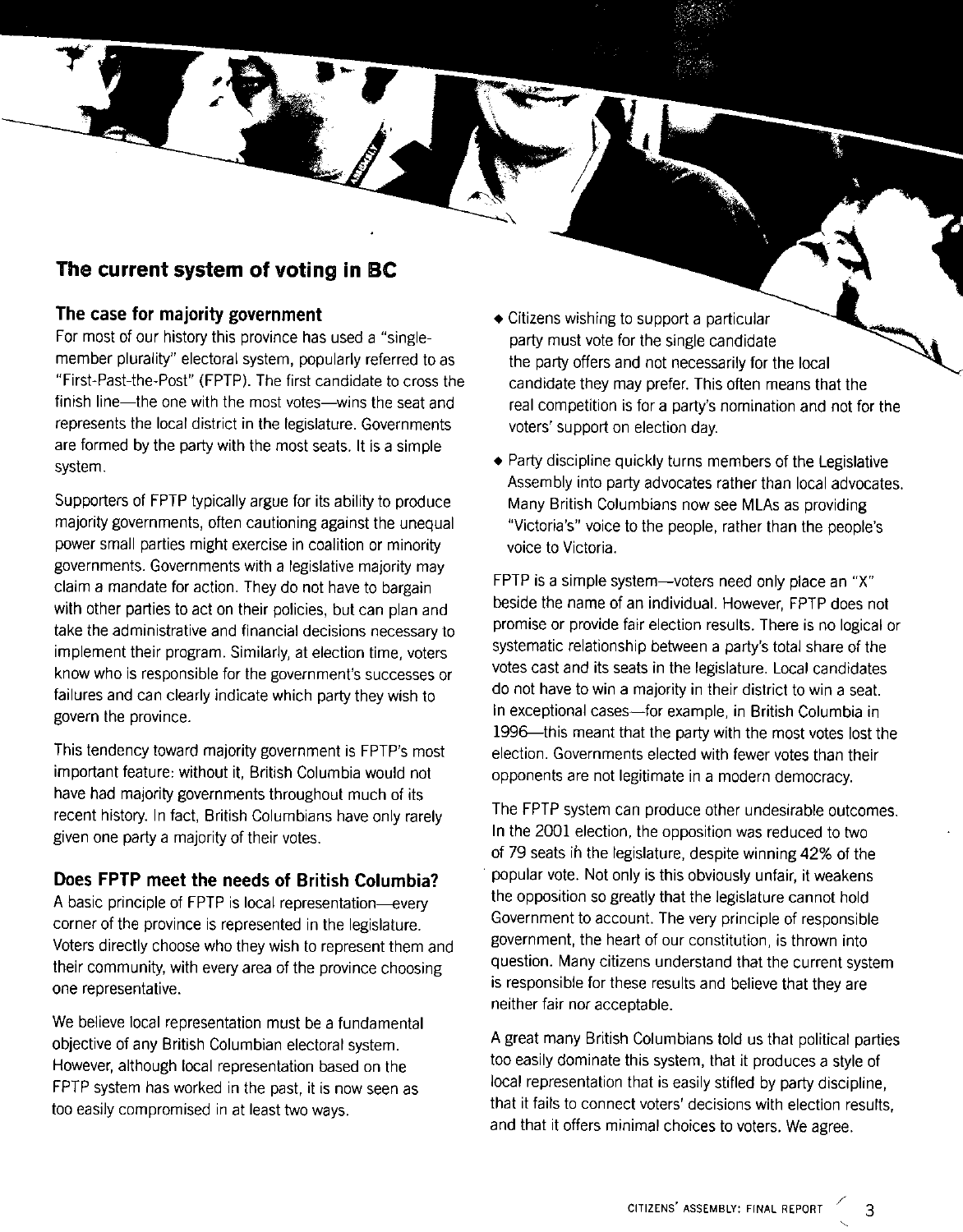## The current system of voting in BC

### The case for majority government

For most of our history this province has used a "single-member plurality" electoral system, popularly referred to as "First-Past-the-Post" (FPTP). The first candidate to cross the finish line—the one with the most votes—wins the seat and represents the local district in the legislature. Governments are formed by the party with the most seats. It is a simple system.

Supporters of FPTP typically argue for its ability to produce majority governments, often cautioning against the unequal power small parties might exercise in coalition or minority governments. Governments with a legislative majority may claim a mandate for action. They do not have to bargain with other parties to act on their policies, but can plan and take the administrative and financial decisions necessary to implement their program. Similarly, at election time, voters know who is responsible for the government's successes or failures and can clearly indicate which party they wish to govern the province.

This tendency toward majority government is FPTP's most important feature: without it, British Columbia would not have had majority governments throughout much of its recent history. In fact, British Columbians have only rarely given one party a majority of their votes.

### Does FPTP meet the needs of British Columbia?

A basic principle of FPTP is local representation—every corner of the province is represented in the legislature. Voters directly choose who they wish to represent them and their community, with every area of the province choosing one representative.

We believe local representation must be a fundamental objective of any British Columbian electoral system. However, although local representation based on the FPTP system has worked in the past, it is now seen as too easily compromised in at least two ways.

- Citizens wishing to support a particular party must vote for the single candidate the party offers and not necessarily for the local candidate they may prefer. This often means that the real competition is for a party's nomination and not for the voters' support on election day.
- Party discipline quickly turns members of the Legislative Assembly into party advocates rather than local advocates. Many British Columbians now see MLAs as providing "Victoria's" voice to the people, rather than the people's voice to Victoria.

FPTP is a simple system—voters need only place an "X" beside the name of an individual. However, FPTP does not promise or provide fair election results. There is no logical or systematic relationship between a party's total share of the votes cast and its seats in the legislature. Local candidates do not have to win a majority in their district to win a seat. In exceptional cases—for example, in British Columbia in 1996—this meant that the party with the most votes lost the election. Governments elected with fewer votes than their opponents are not legitimate in a modern democracy.

The FPTP system can produce other undesirable outcomes. In the 2001 election, the opposition was reduced to two of 79 seats in the legislature, despite winning 42% of the popular vote. Not only is this obviously unfair, it weakens the opposition so greatly that the legislature cannot hold Government to account. The very principle of responsible government, the heart of our constitution, is thrown into question. Many citizens understand that the current system is responsible for these results and believe that they are neither fair nor acceptable.

A great many British Columbians told us that political parties too easily dominate this system, that it produces a style of local representation that is easily stifled by party discipline, that it fails to connect voters' decisions with election results, and that it offers minimal choices to voters. We agree.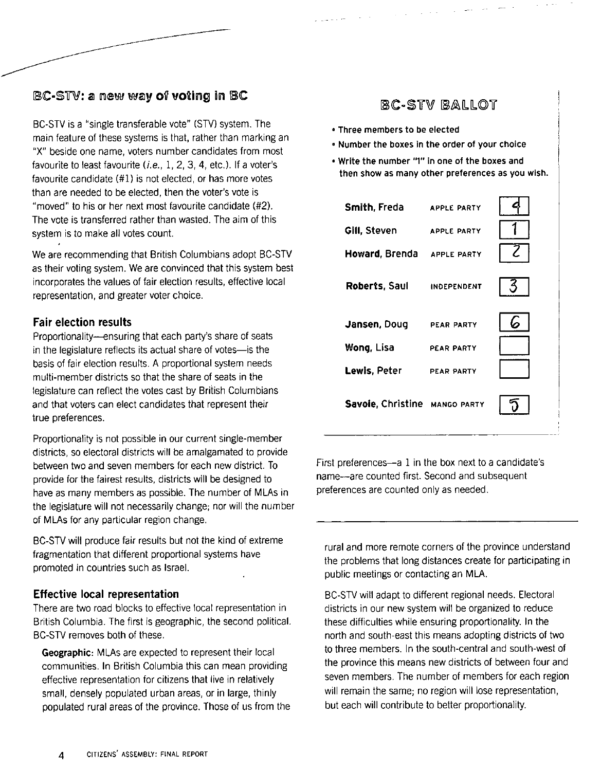## BC-STV: a new way of voting in BC

BC-STV is a "single transferable vote" (STV) system. The main feature of these systems is that, rather than marking an "X" beside one name, voters number candidates from most favourite to least favourite (*i.e.*, 1, 2, 3, 4, etc.). If a voter's favourite candidate (#1) is not elected, or has more votes than are needed to be elected, then the voter's vote is "moved" to his or her next most favourite candidate (#2). The vote is transferred rather than wasted. The aim of this system is to make all votes count.

We are recommending that British Columbians adopt BC-STV as their voting system. We are convinced that this system best incorporates the values of fair election results, effective local representation, and greater voter choice.

### Fair election results

Proportionality—ensuring that each party's share of seats in the legislature reflects its actual share of votes—is the basis of fair election results. A proportional system needs multi-member districts so that the share of seats in the legislature can reflect the votes cast by British Columbians and that voters can elect candidates that represent their true preferences.

Proportionality is not possible in our current single-member districts, so electoral districts will be amalgamated to provide between two and seven members for each new district. To provide for the fairest results, districts will be designed to have as many members as possible. The number of MLAs in the legislature will not necessarily change; nor will the number of MLAs for any particular region change.

BC-STV will produce fair results but not the kind of extreme fragmentation that different proportional systems have promoted in countries such as Israel.

### Effective local representation

There are two road blocks to effective local representation in British Columbia. The first is geographic, the second political. BC-STV removes both of these.

**Geographic:** MLAs are expected to represent their local communities. In British Columbia this can mean providing effective representation for citizens that live in relatively small, densely populated urban areas, or in large, thinly populated rural areas of the province. Those of us from the rural and more remote corners of the province understand the problems that long distances create for participating in public meetings or contacting an MLA.

BC-STV will adapt to different regional needs. Electoral districts in our new system will be organized to reduce these difficulties while ensuring proportionality. In the north and south-east this means adopting districts of two to three members. In the south-central and south-west of the province this means new districts of between four and seven members. The number of members for each region will remain the same; no region will lose representation, but each will contribute to better proportionality.

---

### BC-STV BALLOT

- **Three members to be elected**
- **Number the boxes in the order of your choice**
- **Write the number "1" in one of the boxes and then show as many other preferences as you wish.**

| Candidate | Party | Preference |
|---|---|---|
| **Smith, Freda** | APPLE PARTY | 4 |
| **Gill, Steven** | APPLE PARTY | 1 |
| **Howard, Brenda** | APPLE PARTY | 2 |
| **Roberts, Saul** | INDEPENDENT | 3 |
| **Jansen, Doug** | PEAR PARTY | 6 |
| **Wong, Lisa** | PEAR PARTY | |
| **Lewis, Peter** | PEAR PARTY | |
| **Savoie, Christine** | MANGO PARTY | 5 |

First preferences—a 1 in the box next to a candidate's name—are counted first. Second and subsequent preferences are counted only as needed.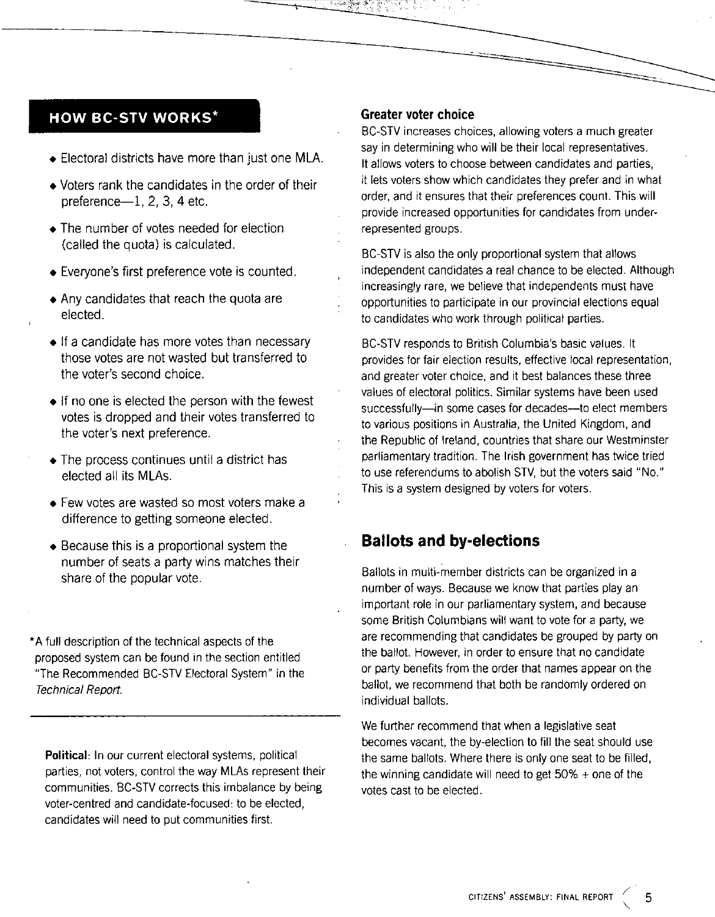## HOW BC-STV WORKS*

- Electoral districts have more than just one MLA.
- Voters rank the candidates in the order of their preference—1, 2, 3, 4 etc.
- The number of votes needed for election (called the quota) is calculated.
- Everyone's first preference vote is counted.
- Any candidates that reach the quota are elected.
- If a candidate has more votes than necessary those votes are not wasted but transferred to the voter's second choice.
- If no one is elected the person with the fewest votes is dropped and their votes transferred to the voter's next preference.
- The process continues until a district has elected all its MLAs.
- Few votes are wasted so most voters make a difference to getting someone elected.
- Because this is a proportional system the number of seats a party wins matches their share of the popular vote.

*A full description of the technical aspects of the proposed system can be found in the section entitled "The Recommended BC-STV Electoral System" in the *Technical Report*.

---

**Political**: In our current electoral systems, political parties, not voters, control the way MLAs represent their communities. BC-STV corrects this imbalance by being voter-centred and candidate-focused: to be elected, candidates will need to put communities first.

### Greater voter choice

BC-STV increases choices, allowing voters a much greater say in determining who will be their local representatives. It allows voters to choose between candidates and parties, it lets voters show which candidates they prefer and in what order, and it ensures that their preferences count. This will provide increased opportunities for candidates from under-represented groups.

BC-STV is also the only proportional system that allows independent candidates a real chance to be elected. Although increasingly rare, we believe that independents must have opportunities to participate in our provincial elections equal to candidates who work through political parties.

BC-STV responds to British Columbia's basic values. It provides for fair election results, effective local representation, and greater voter choice, and it best balances these three values of electoral politics. Similar systems have been used successfully—in some cases for decades—to elect members to various positions in Australia, the United Kingdom, and the Republic of Ireland, countries that share our Westminster parliamentary tradition. The Irish government has twice tried to use referendums to abolish STV, but the voters said "No." This is a system designed by voters for voters.

## Ballots and by-elections

Ballots in multi-member districts can be organized in a number of ways. Because we know that parties play an important role in our parliamentary system, and because some British Columbians will want to vote for a party, we are recommending that candidates be grouped by party on the ballot. However, in order to ensure that no candidate or party benefits from the order that names appear on the ballot, we recommend that both be randomly ordered on individual ballots.

We further recommend that when a legislative seat becomes vacant, the by-election to fill the seat should use the same ballots. Where there is only one seat to be filled, the winning candidate will need to get 50% + one of the votes cast to be elected.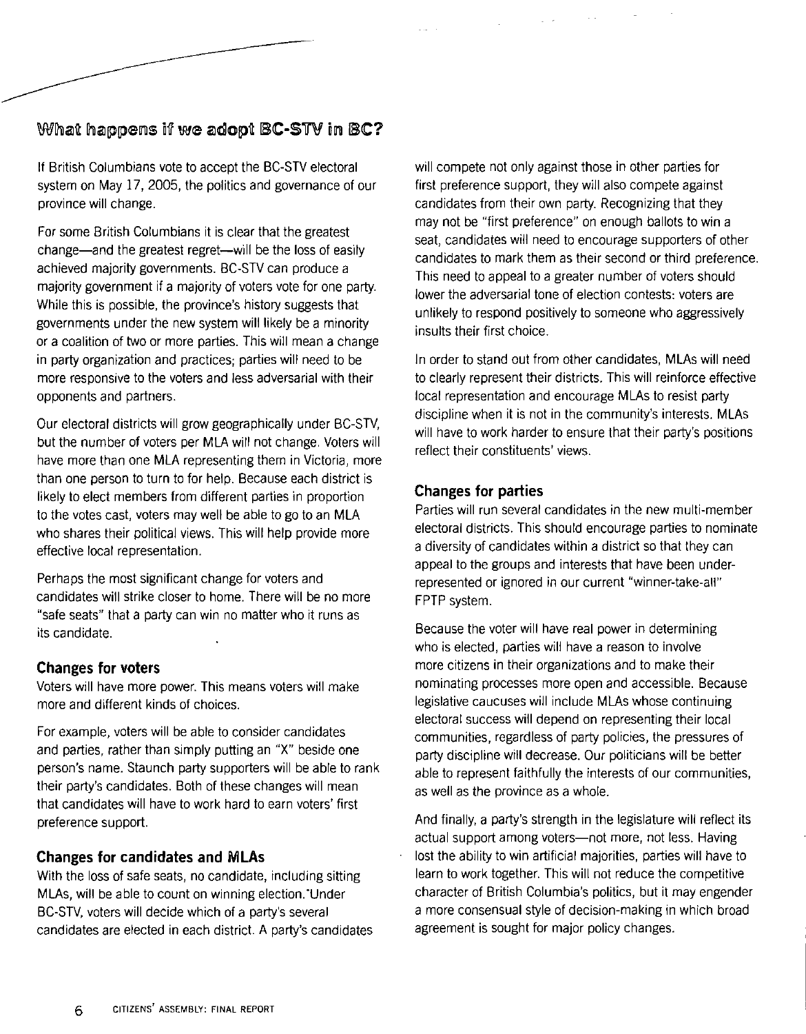## What happens if we adopt BC-STV in BC?

If British Columbians vote to accept the BC-STV electoral system on May 17, 2005, the politics and governance of our province will change.

For some British Columbians it is clear that the greatest change—and the greatest regret—will be the loss of easily achieved majority governments. BC-STV can produce a majority government if a majority of voters vote for one party. While this is possible, the province's history suggests that governments under the new system will likely be a minority or a coalition of two or more parties. This will mean a change in party organization and practices; parties will need to be more responsive to the voters and less adversarial with their opponents and partners.

Our electoral districts will grow geographically under BC-STV, but the number of voters per MLA will not change. Voters will have more than one MLA representing them in Victoria, more than one person to turn to for help. Because each district is likely to elect members from different parties in proportion to the votes cast, voters may well be able to go to an MLA who shares their political views. This will help provide more effective local representation.

Perhaps the most significant change for voters and candidates will strike closer to home. There will be no more "safe seats" that a party can win no matter who it runs as its candidate.

### Changes for voters

Voters will have more power. This means voters will make more and different kinds of choices.

For example, voters will be able to consider candidates and parties, rather than simply putting an "X" beside one person's name. Staunch party supporters will be able to rank their party's candidates. Both of these changes will mean that candidates will have to work hard to earn voters' first preference support.

### Changes for candidates and MLAs

With the loss of safe seats, no candidate, including sitting MLAs, will be able to count on winning election. Under BC-STV, voters will decide which of a party's several candidates are elected in each district. A party's candidates will compete not only against those in other parties for first preference support, they will also compete against candidates from their own party. Recognizing that they may not be "first preference" on enough ballots to win a seat, candidates will need to encourage supporters of other candidates to mark them as their second or third preference. This need to appeal to a greater number of voters should lower the adversarial tone of election contests: voters are unlikely to respond positively to someone who aggressively insults their first choice.

In order to stand out from other candidates, MLAs will need to clearly represent their districts. This will reinforce effective local representation and encourage MLAs to resist party discipline when it is not in the community's interests. MLAs will have to work harder to ensure that their party's positions reflect their constituents' views.

### Changes for parties

Parties will run several candidates in the new multi-member electoral districts. This should encourage parties to nominate a diversity of candidates within a district so that they can appeal to the groups and interests that have been under-represented or ignored in our current "winner-take-all" FPTP system.

Because the voter will have real power in determining who is elected, parties will have a reason to involve more citizens in their organizations and to make their nominating processes more open and accessible. Because legislative caucuses will include MLAs whose continuing electoral success will depend on representing their local communities, regardless of party policies, the pressures of party discipline will decrease. Our politicians will be better able to represent faithfully the interests of our communities, as well as the province as a whole.

And finally, a party's strength in the legislature will reflect its actual support among voters—not more, not less. Having lost the ability to win artificial majorities, parties will have to learn to work together. This will not reduce the competitive character of British Columbia's politics, but it may engender a more consensual style of decision-making in which broad agreement is sought for major policy changes.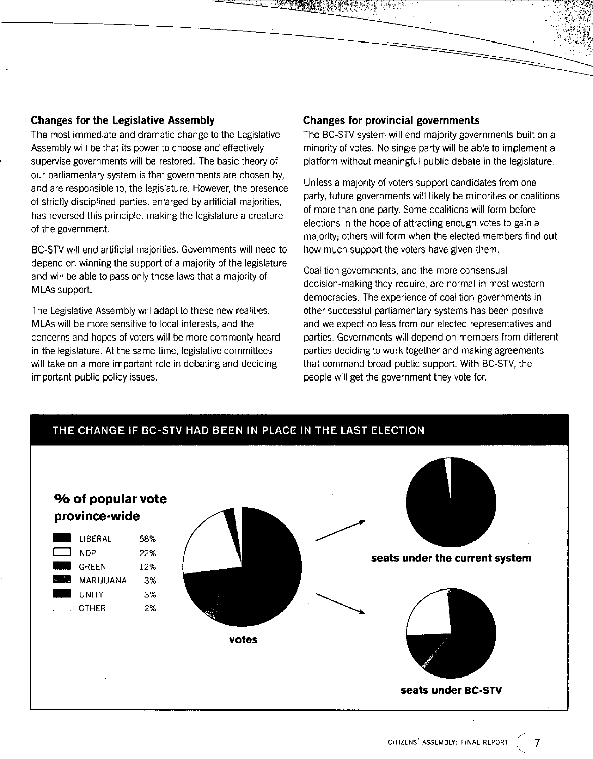## Changes for the Legislative Assembly

The most immediate and dramatic change to the Legislative Assembly will be that its power to choose and effectively supervise governments will be restored. The basic theory of our parliamentary system is that governments are chosen by, and are responsible to, the legislature. However, the presence of strictly disciplined parties, enlarged by artificial majorities, has reversed this principle, making the legislature a creature of the government.

BC-STV will end artificial majorities. Governments will need to depend on winning the support of a majority of the legislature and will be able to pass only those laws that a majority of MLAs support.

The Legislative Assembly will adapt to these new realities. MLAs will be more sensitive to local interests, and the concerns and hopes of voters will be more commonly heard in the legislature. At the same time, legislative committees will take on a more important role in debating and deciding important public policy issues.

## Changes for provincial governments

The BC-STV system will end majority governments built on a minority of votes. No single party will be able to implement a platform without meaningful public debate in the legislature.

Unless a majority of voters support candidates from one party, future governments will likely be minorities or coalitions of more than one party. Some coalitions will form before elections in the hope of attracting enough votes to gain a majority; others will form when the elected members find out how much support the voters have given them.

Coalition governments, and the more consensual decision-making they require, are normal in most western democracies. The experience of coalition governments in other successful parliamentary systems has been positive and we expect no less from our elected representatives and parties. Governments will depend on members from different parties deciding to work together and making agreements that command broad public support. With BC-STV, the people will get the government they vote for.

### THE CHANGE IF BC-STV HAD BEEN IN PLACE IN THE LAST ELECTION

**% of popular vote province-wide**

| Party | % |
|---|---|
| LIBERAL | 58% |
| NDP | 22% |
| GREEN | 12% |
| MARIJUANA | 3% |
| UNITY | 3% |
| OTHER | 2% |

**votes**

**seats under the current system**

**seats under BC-STV**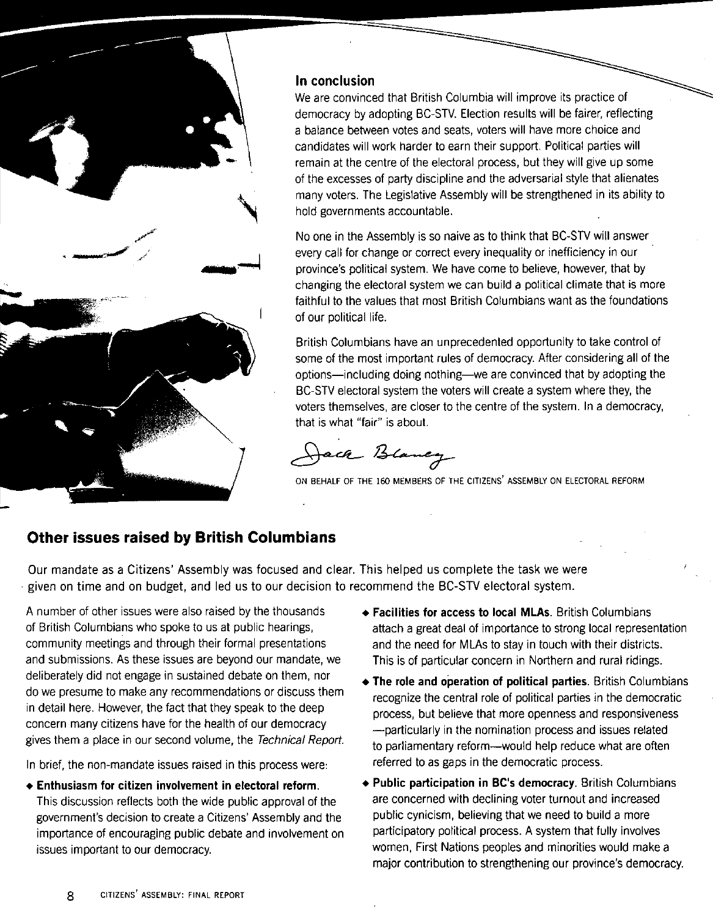### In conclusion

We are convinced that British Columbia will improve its practice of democracy by adopting BC-STV. Election results will be fairer, reflecting a balance between votes and seats, voters will have more choice and candidates will work harder to earn their support. Political parties will remain at the centre of the electoral process, but they will give up some of the excesses of party discipline and the adversarial style that alienates many voters. The Legislative Assembly will be strengthened in its ability to hold governments accountable.

No one in the Assembly is so naive as to think that BC-STV will answer every call for change or correct every inequality or inefficiency in our province's political system. We have come to believe, however, that by changing the electoral system we can build a political climate that is more faithful to the values that most British Columbians want as the foundations of our political life.

British Columbians have an unprecedented opportunity to take control of some of the most important rules of democracy. After considering all of the options—including doing nothing—we are convinced that by adopting the BC-STV electoral system the voters will create a system where they, the voters themselves, are closer to the centre of the system. In a democracy, that is what "fair" is about.

Jack Blaney

ON BEHALF OF THE 160 MEMBERS OF THE CITIZENS' ASSEMBLY ON ELECTORAL REFORM

## Other issues raised by British Columbians

Our mandate as a Citizens' Assembly was focused and clear. This helped us complete the task we were given on time and on budget, and led us to our decision to recommend the BC-STV electoral system.

A number of other issues were also raised by the thousands of British Columbians who spoke to us at public hearings, community meetings and through their formal presentations and submissions. As these issues are beyond our mandate, we deliberately did not engage in sustained debate on them, nor do we presume to make any recommendations or discuss them in detail here. However, the fact that they speak to the deep concern many citizens have for the health of our democracy gives them a place in our second volume, the *Technical Report*.

In brief, the non-mandate issues raised in this process were:

- **Enthusiasm for citizen involvement in electoral reform.** This discussion reflects both the wide public approval of the government's decision to create a Citizens' Assembly and the importance of encouraging public debate and involvement on issues important to our democracy.
- **Facilities for access to local MLAs.** British Columbians attach a great deal of importance to strong local representation and the need for MLAs to stay in touch with their districts. This is of particular concern in Northern and rural ridings.
- **The role and operation of political parties.** British Columbians recognize the central role of political parties in the democratic process, but believe that more openness and responsiveness —particularly in the nomination process and issues related to parliamentary reform—would help reduce what are often referred to as gaps in the democratic process.
- **Public participation in BC's democracy.** British Columbians are concerned with declining voter turnout and increased public cynicism, believing that we need to build a more participatory political process. A system that fully involves women, First Nations peoples and minorities would make a major contribution to strengthening our province's democracy.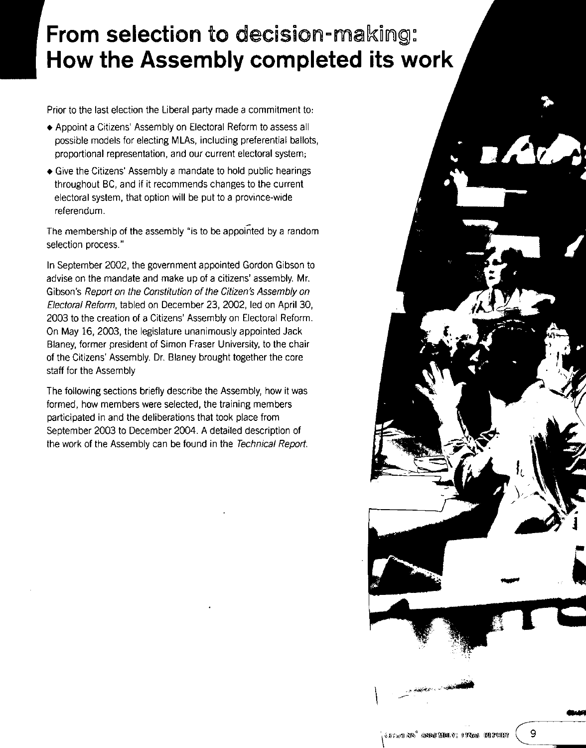# From selection to decision-making: How the Assembly completed its work

Prior to the last election the Liberal party made a commitment to:

- Appoint a Citizens' Assembly on Electoral Reform to assess all possible models for electing MLAs, including preferential ballots, proportional representation, and our current electoral system;
- Give the Citizens' Assembly a mandate to hold public hearings throughout BC, and if it recommends changes to the current electoral system, that option will be put to a province-wide referendum.

The membership of the assembly "is to be appointed by a random selection process."

In September 2002, the government appointed Gordon Gibson to advise on the mandate and make up of a citizens' assembly. Mr. Gibson's *Report on the Constitution of the Citizen's Assembly on Electoral Reform*, tabled on December 23, 2002, led on April 30, 2003 to the creation of a Citizens' Assembly on Electoral Reform. On May 16, 2003, the legislature unanimously appointed Jack Blaney, former president of Simon Fraser University, to the chair of the Citizens' Assembly. Dr. Blaney brought together the core staff for the Assembly

The following sections briefly describe the Assembly, how it was formed, how members were selected, the training members participated in and the deliberations that took place from September 2003 to December 2004. A detailed description of the work of the Assembly can be found in the *Technical Report*.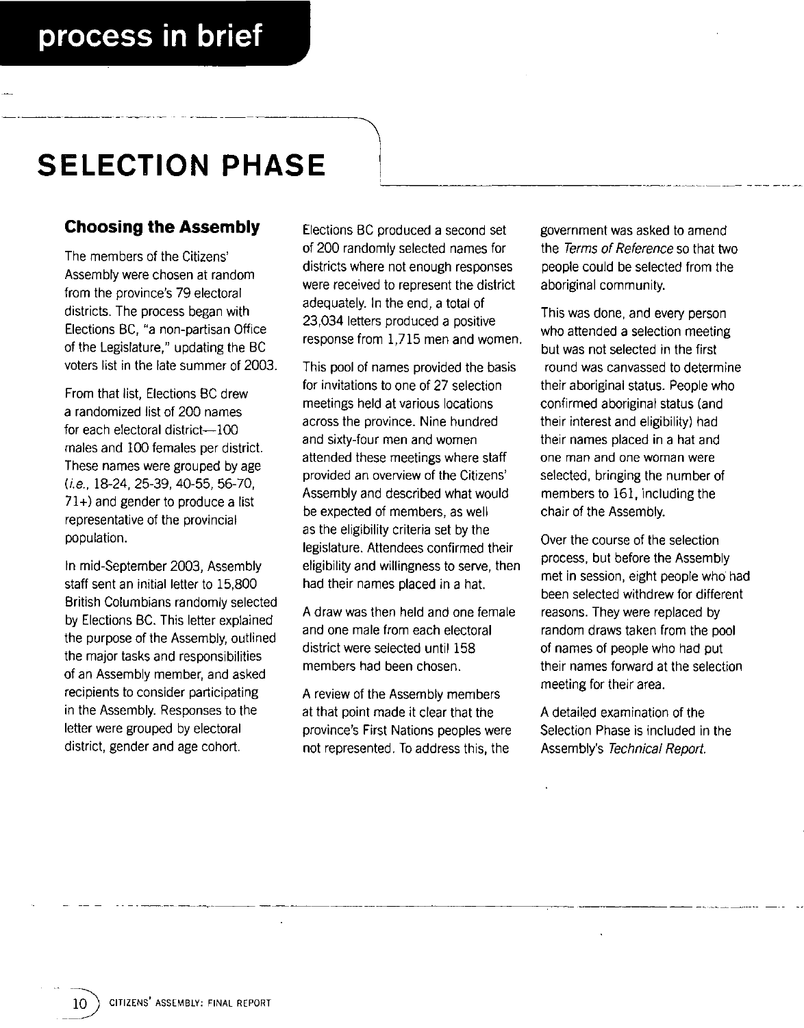# process in brief

## SELECTION PHASE

### Choosing the Assembly

The members of the Citizens' Assembly were chosen at random from the province's 79 electoral districts. The process began with Elections BC, "a non-partisan Office of the Legislature," updating the BC voters list in the late summer of 2003.

From that list, Elections BC drew a randomized list of 200 names for each electoral district—100 males and 100 females per district. These names were grouped by age (*i.e.*, 18-24, 25-39, 40-55, 56-70, 71+) and gender to produce a list representative of the provincial population.

In mid-September 2003, Assembly staff sent an initial letter to 15,800 British Columbians randomly selected by Elections BC. This letter explained the purpose of the Assembly, outlined the major tasks and responsibilities of an Assembly member, and asked recipients to consider participating in the Assembly. Responses to the letter were grouped by electoral district, gender and age cohort.

Elections BC produced a second set of 200 randomly selected names for districts where not enough responses were received to represent the district adequately. In the end, a total of 23,034 letters produced a positive response from 1,715 men and women.

This pool of names provided the basis for invitations to one of 27 selection meetings held at various locations across the province. Nine hundred and sixty-four men and women attended these meetings where staff provided an overview of the Citizens' Assembly and described what would be expected of members, as well as the eligibility criteria set by the legislature. Attendees confirmed their eligibility and willingness to serve, then had their names placed in a hat.

A draw was then held and one female and one male from each electoral district were selected until 158 members had been chosen.

A review of the Assembly members at that point made it clear that the province's First Nations peoples were not represented. To address this, the government was asked to amend the *Terms of Reference* so that two people could be selected from the aboriginal community.

This was done, and every person who attended a selection meeting but was not selected in the first round was canvassed to determine their aboriginal status. People who confirmed aboriginal status (and their interest and eligibility) had their names placed in a hat and one man and one woman were selected, bringing the number of members to 161, including the chair of the Assembly.

Over the course of the selection process, but before the Assembly met in session, eight people who had been selected withdrew for different reasons. They were replaced by random draws taken from the pool of names of people who had put their names forward at the selection meeting for their area.

A detailed examination of the Selection Phase is included in the Assembly's *Technical Report.*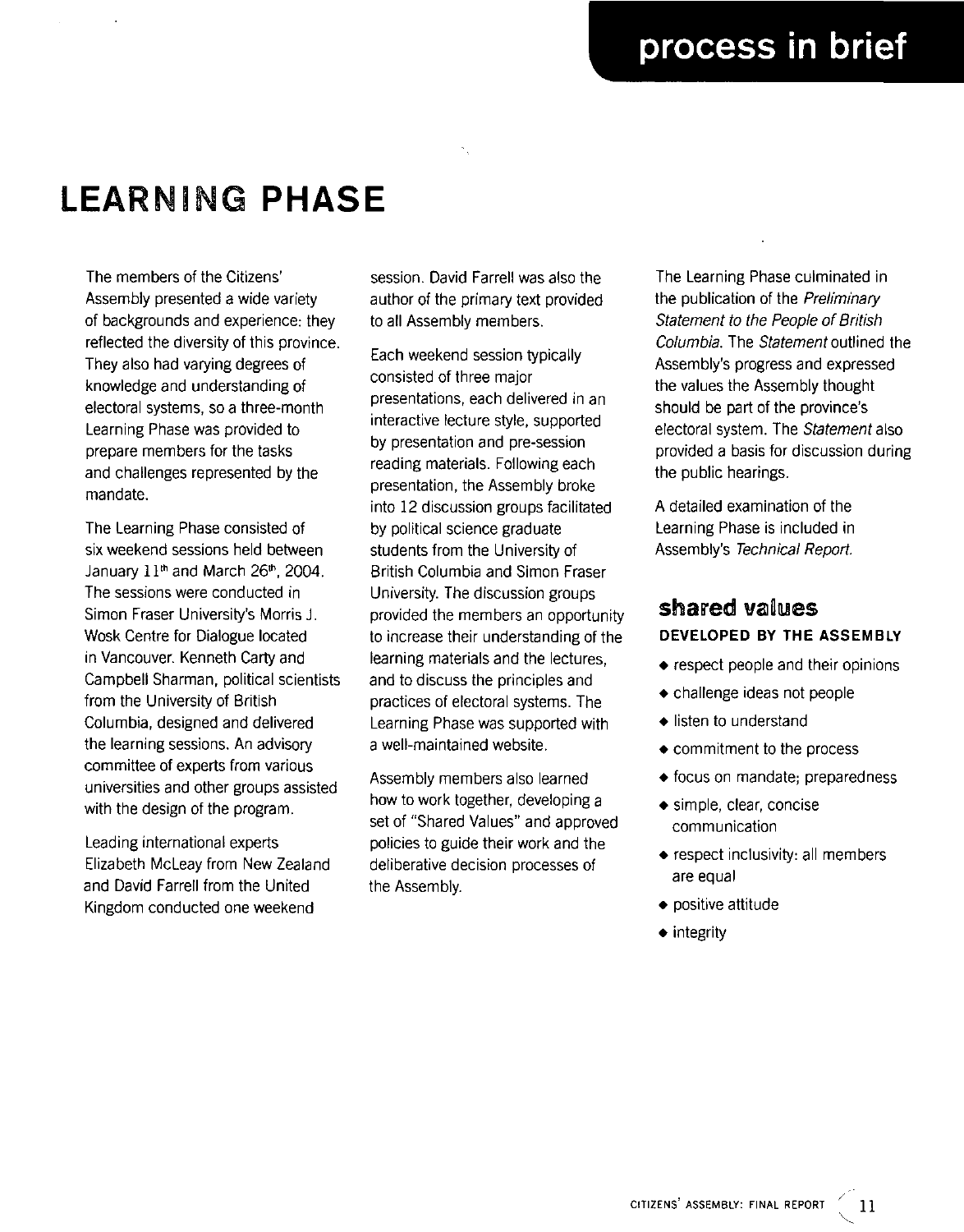# LEARNING PHASE

The members of the Citizens' Assembly presented a wide variety of backgrounds and experience: they reflected the diversity of this province. They also had varying degrees of knowledge and understanding of electoral systems, so a three-month Learning Phase was provided to prepare members for the tasks and challenges represented by the mandate.

The Learning Phase consisted of six weekend sessions held between January 11th and March 26th, 2004. The sessions were conducted in Simon Fraser University's Morris J. Wosk Centre for Dialogue located in Vancouver. Kenneth Carty and Campbell Sharman, political scientists from the University of British Columbia, designed and delivered the learning sessions. An advisory committee of experts from various universities and other groups assisted with the design of the program.

Leading international experts Elizabeth McLeay from New Zealand and David Farrell from the United Kingdom conducted one weekend session. David Farrell was also the author of the primary text provided to all Assembly members.

Each weekend session typically consisted of three major presentations, each delivered in an interactive lecture style, supported by presentation and pre-session reading materials. Following each presentation, the Assembly broke into 12 discussion groups facilitated by political science graduate students from the University of British Columbia and Simon Fraser University. The discussion groups provided the members an opportunity to increase their understanding of the learning materials and the lectures, and to discuss the principles and practices of electoral systems. The Learning Phase was supported with a well-maintained website.

Assembly members also learned how to work together, developing a set of "Shared Values" and approved policies to guide their work and the deliberative decision processes of the Assembly.

The Learning Phase culminated in the publication of the *Preliminary Statement to the People of British Columbia*. The *Statement* outlined the Assembly's progress and expressed the values the Assembly thought should be part of the province's electoral system. The *Statement* also provided a basis for discussion during the public hearings.

A detailed examination of the Learning Phase is included in Assembly's *Technical Report*.

## shared values

**DEVELOPED BY THE ASSEMBLY**

- respect people and their opinions
- challenge ideas not people
- listen to understand
- commitment to the process
- focus on mandate; preparedness
- simple, clear, concise communication
- respect inclusivity: all members are equal
- positive attitude
- integrity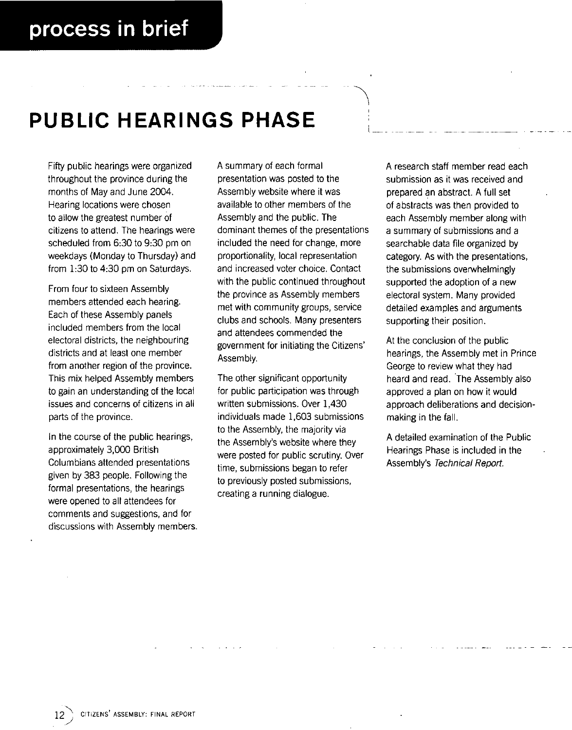# process in brief

## PUBLIC HEARINGS PHASE

Fifty public hearings were organized throughout the province during the months of May and June 2004. Hearing locations were chosen to allow the greatest number of citizens to attend. The hearings were scheduled from 6:30 to 9:30 pm on weekdays (Monday to Thursday) and from 1:30 to 4:30 pm on Saturdays.

From four to sixteen Assembly members attended each hearing. Each of these Assembly panels included members from the local electoral districts, the neighbouring districts and at least one member from another region of the province. This mix helped Assembly members to gain an understanding of the local issues and concerns of citizens in all parts of the province.

In the course of the public hearings, approximately 3,000 British Columbians attended presentations given by 383 people. Following the formal presentations, the hearings were opened to all attendees for comments and suggestions, and for discussions with Assembly members.

A summary of each formal presentation was posted to the Assembly website where it was available to other members of the Assembly and the public. The dominant themes of the presentations included the need for change, more proportionality, local representation and increased voter choice. Contact with the public continued throughout the province as Assembly members met with community groups, service clubs and schools. Many presenters and attendees commended the government for initiating the Citizens' Assembly.

The other significant opportunity for public participation was through written submissions. Over 1,430 individuals made 1,603 submissions to the Assembly, the majority via the Assembly's website where they were posted for public scrutiny. Over time, submissions began to refer to previously posted submissions, creating a running dialogue.

A research staff member read each submission as it was received and prepared an abstract. A full set of abstracts was then provided to each Assembly member along with a summary of submissions and a searchable data file organized by category. As with the presentations, the submissions overwhelmingly supported the adoption of a new electoral system. Many provided detailed examples and arguments supporting their position.

At the conclusion of the public hearings, the Assembly met in Prince George to review what they had heard and read. The Assembly also approved a plan on how it would approach deliberations and decision-making in the fall.

A detailed examination of the Public Hearings Phase is included in the Assembly's *Technical Report*.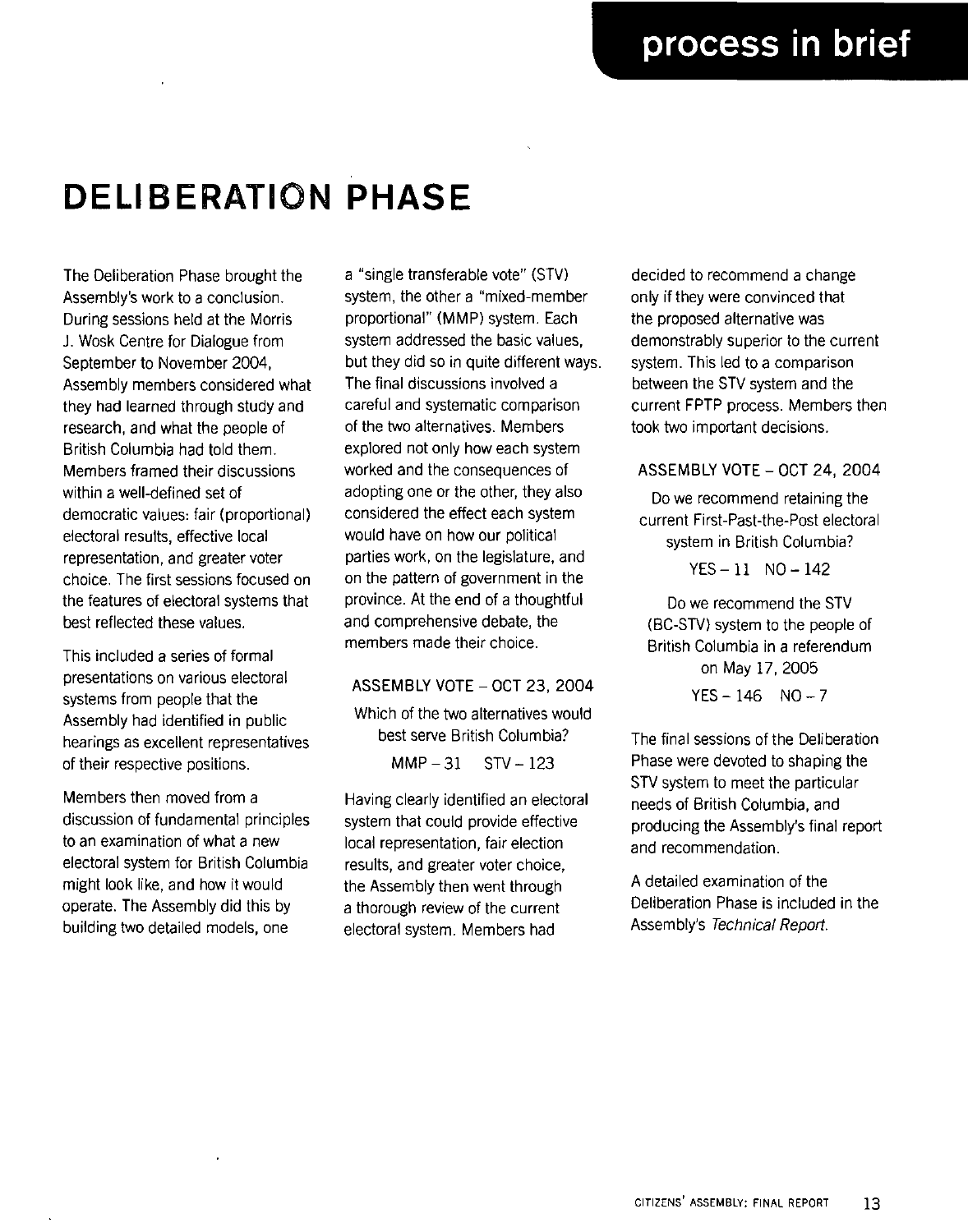# DELIBERATION PHASE

The Deliberation Phase brought the Assembly's work to a conclusion. During sessions held at the Morris J. Wosk Centre for Dialogue from September to November 2004, Assembly members considered what they had learned through study and research, and what the people of British Columbia had told them. Members framed their discussions within a well-defined set of democratic values: fair (proportional) electoral results, effective local representation, and greater voter choice. The first sessions focused on the features of electoral systems that best reflected these values.

This included a series of formal presentations on various electoral systems from people that the Assembly had identified in public hearings as excellent representatives of their respective positions.

Members then moved from a discussion of fundamental principles to an examination of what a new electoral system for British Columbia might look like, and how it would operate. The Assembly did this by building two detailed models, one a "single transferable vote" (STV) system, the other a "mixed-member proportional" (MMP) system. Each system addressed the basic values, but they did so in quite different ways. The final discussions involved a careful and systematic comparison of the two alternatives. Members explored not only how each system worked and the consequences of adopting one or the other, they also considered the effect each system would have on how our political parties work, on the legislature, and on the pattern of government in the province. At the end of a thoughtful and comprehensive debate, the members made their choice.

ASSEMBLY VOTE – OCT 23, 2004

Which of the two alternatives would best serve British Columbia?

MMP – 31   STV – 123

Having clearly identified an electoral system that could provide effective local representation, fair election results, and greater voter choice, the Assembly then went through a thorough review of the current electoral system. Members had decided to recommend a change only if they were convinced that the proposed alternative was demonstrably superior to the current system. This led to a comparison between the STV system and the current FPTP process. Members then took two important decisions.

ASSEMBLY VOTE – OCT 24, 2004

Do we recommend retaining the current First-Past-the-Post electoral system in British Columbia?

YES – 11   NO – 142

Do we recommend the STV (BC-STV) system to the people of British Columbia in a referendum on May 17, 2005

YES – 146   NO – 7

The final sessions of the Deliberation Phase were devoted to shaping the STV system to meet the particular needs of British Columbia, and producing the Assembly's final report and recommendation.

A detailed examination of the Deliberation Phase is included in the Assembly's *Technical Report.*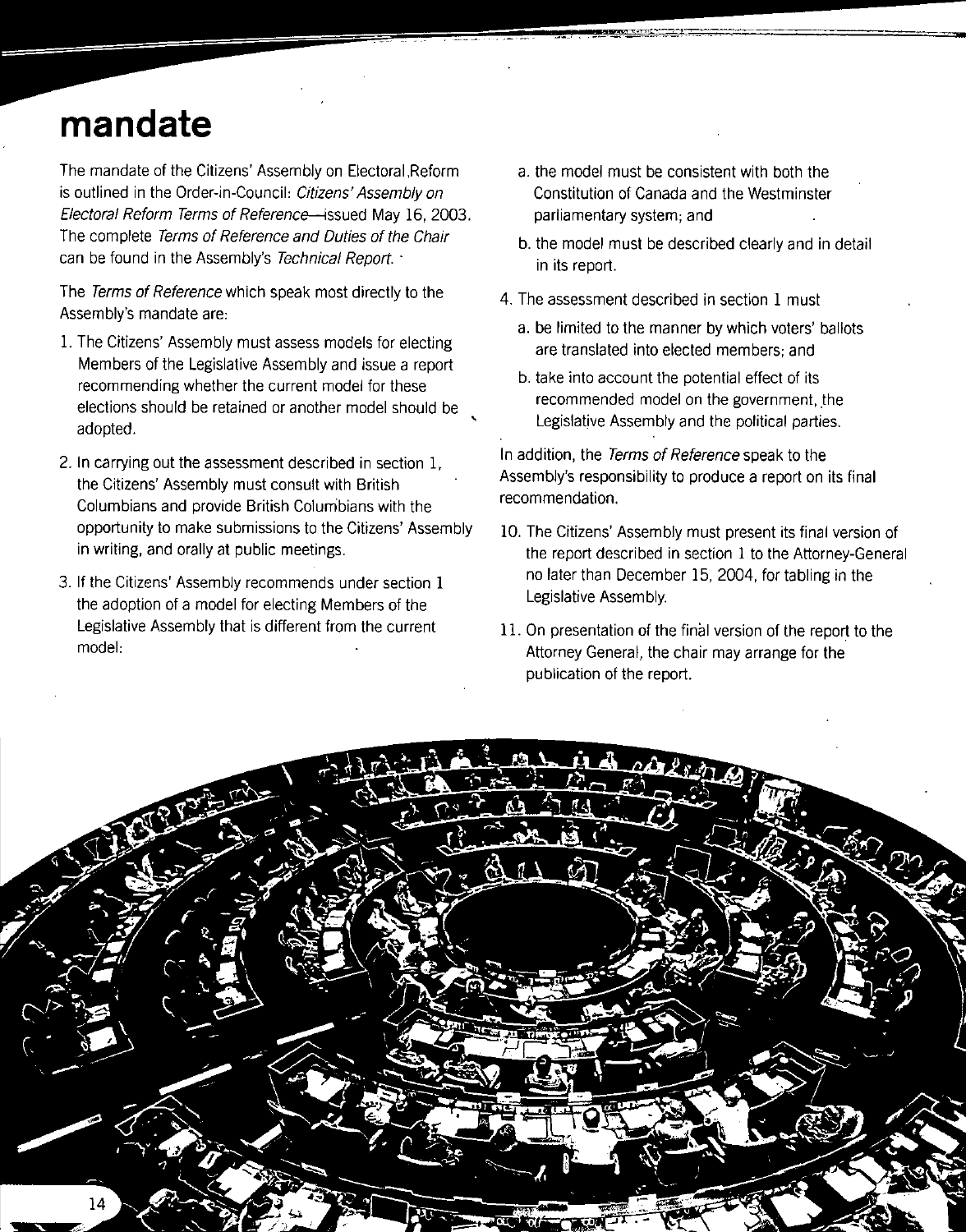# mandate

The mandate of the Citizens' Assembly on Electoral Reform is outlined in the Order-in-Council: *Citizens' Assembly on Electoral Reform Terms of Reference*—issued May 16, 2003. The complete *Terms of Reference and Duties of the Chair* can be found in the Assembly's *Technical Report*.

The *Terms of Reference* which speak most directly to the Assembly's mandate are:

1. The Citizens' Assembly must assess models for electing Members of the Legislative Assembly and issue a report recommending whether the current model for these elections should be retained or another model should be adopted.

2. In carrying out the assessment described in section 1, the Citizens' Assembly must consult with British Columbians and provide British Columbians with the opportunity to make submissions to the Citizens' Assembly in writing, and orally at public meetings.

3. If the Citizens' Assembly recommends under section 1 the adoption of a model for electing Members of the Legislative Assembly that is different from the current model:

   a. the model must be consistent with both the Constitution of Canada and the Westminster parliamentary system; and

   b. the model must be described clearly and in detail in its report.

4. The assessment described in section 1 must

   a. be limited to the manner by which voters' ballots are translated into elected members; and

   b. take into account the potential effect of its recommended model on the government, the Legislative Assembly and the political parties.

In addition, the *Terms of Reference* speak to the Assembly's responsibility to produce a report on its final recommendation.

10. The Citizens' Assembly must present its final version of the report described in section 1 to the Attorney-General no later than December 15, 2004, for tabling in the Legislative Assembly.

11. On presentation of the final version of the report to the Attorney General, the chair may arrange for the publication of the report.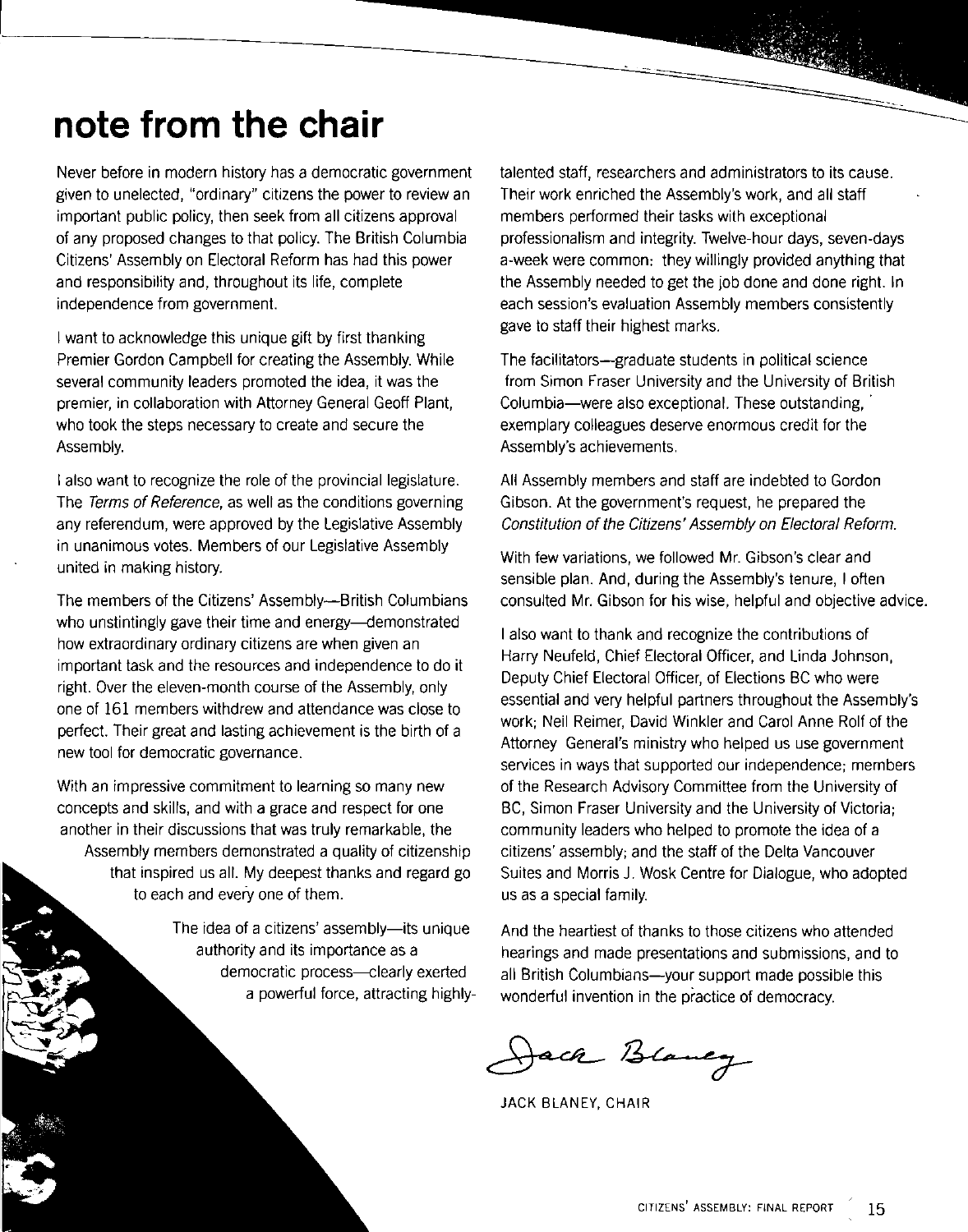# note from the chair

Never before in modern history has a democratic government given to unelected, "ordinary" citizens the power to review an important public policy, then seek from all citizens approval of any proposed changes to that policy. The British Columbia Citizens' Assembly on Electoral Reform has had this power and responsibility and, throughout its life, complete independence from government.

I want to acknowledge this unique gift by first thanking Premier Gordon Campbell for creating the Assembly. While several community leaders promoted the idea, it was the premier, in collaboration with Attorney General Geoff Plant, who took the steps necessary to create and secure the Assembly.

I also want to recognize the role of the provincial legislature. The *Terms of Reference*, as well as the conditions governing any referendum, were approved by the Legislative Assembly in unanimous votes. Members of our Legislative Assembly united in making history.

The members of the Citizens' Assembly—British Columbians who unstintingly gave their time and energy—demonstrated how extraordinary ordinary citizens are when given an important task and the resources and independence to do it right. Over the eleven-month course of the Assembly, only one of 161 members withdrew and attendance was close to perfect. Their great and lasting achievement is the birth of a new tool for democratic governance.

With an impressive commitment to learning so many new concepts and skills, and with a grace and respect for one another in their discussions that was truly remarkable, the Assembly members demonstrated a quality of citizenship that inspired us all. My deepest thanks and regard go to each and every one of them.

The idea of a citizens' assembly—its unique authority and its importance as a democratic process—clearly exerted a powerful force, attracting highly-talented staff, researchers and administrators to its cause. Their work enriched the Assembly's work, and all staff members performed their tasks with exceptional professionalism and integrity. Twelve-hour days, seven-days a-week were common: they willingly provided anything that the Assembly needed to get the job done and done right. In each session's evaluation Assembly members consistently gave to staff their highest marks.

The facilitators—graduate students in political science from Simon Fraser University and the University of British Columbia—were also exceptional. These outstanding, exemplary colleagues deserve enormous credit for the Assembly's achievements.

All Assembly members and staff are indebted to Gordon Gibson. At the government's request, he prepared the *Constitution of the Citizens' Assembly on Electoral Reform.*

With few variations, we followed Mr. Gibson's clear and sensible plan. And, during the Assembly's tenure, I often consulted Mr. Gibson for his wise, helpful and objective advice.

I also want to thank and recognize the contributions of Harry Neufeld, Chief Electoral Officer, and Linda Johnson, Deputy Chief Electoral Officer, of Elections BC who were essential and very helpful partners throughout the Assembly's work; Neil Reimer, David Winkler and Carol Anne Rolf of the Attorney General's ministry who helped us use government services in ways that supported our independence; members of the Research Advisory Committee from the University of BC, Simon Fraser University and the University of Victoria; community leaders who helped to promote the idea of a citizens' assembly; and the staff of the Delta Vancouver Suites and Morris J. Wosk Centre for Dialogue, who adopted us as a special family.

And the heartiest of thanks to those citizens who attended hearings and made presentations and submissions, and to all British Columbians—your support made possible this wonderful invention in the practice of democracy.

Jack Blaney

JACK BLANEY, CHAIR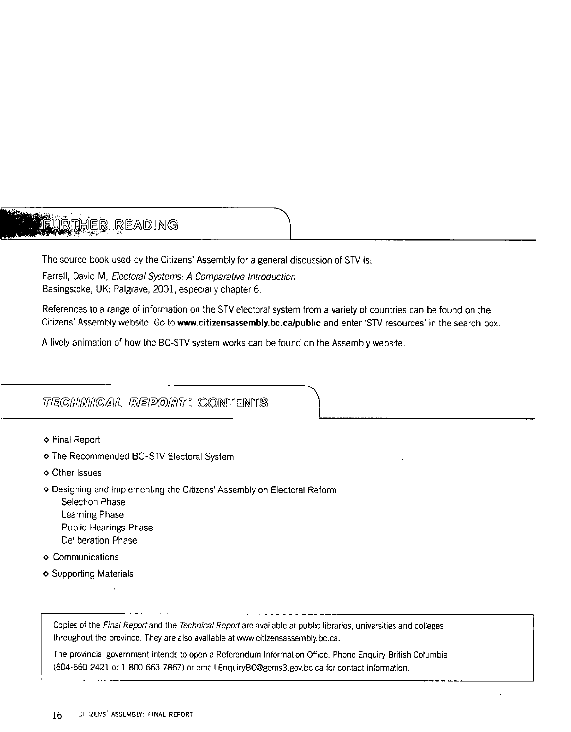## FURTHER READING

The source book used by the Citizens' Assembly for a general discussion of STV is:

Farrell, David M, *Electoral Systems: A Comparative Introduction*
Basingstoke, UK: Palgrave, 2001, especially chapter 6.

References to a range of information on the STV electoral system from a variety of countries can be found on the Citizens' Assembly website. Go to **www.citizensassembly.bc.ca/public** and enter 'STV resources' in the search box.

A lively animation of how the BC-STV system works can be found on the Assembly website.

## TECHNICAL REPORT: CONTENTS

- Final Report
- The Recommended BC-STV Electoral System
- Other Issues
- Designing and Implementing the Citizens' Assembly on Electoral Reform
  - Selection Phase
  - Learning Phase
  - Public Hearings Phase
  - Deliberation Phase
- Communications
- Supporting Materials

Copies of the *Final Report* and the *Technical Report* are available at public libraries, universities and colleges throughout the province. They are also available at www.citizensassembly.bc.ca.

The provincial government intends to open a Referendum Information Office. Phone Enquiry British Columbia (604-660-2421 or 1-800-663-7867) or email EnquiryBC@gems3.gov.bc.ca for contact information.